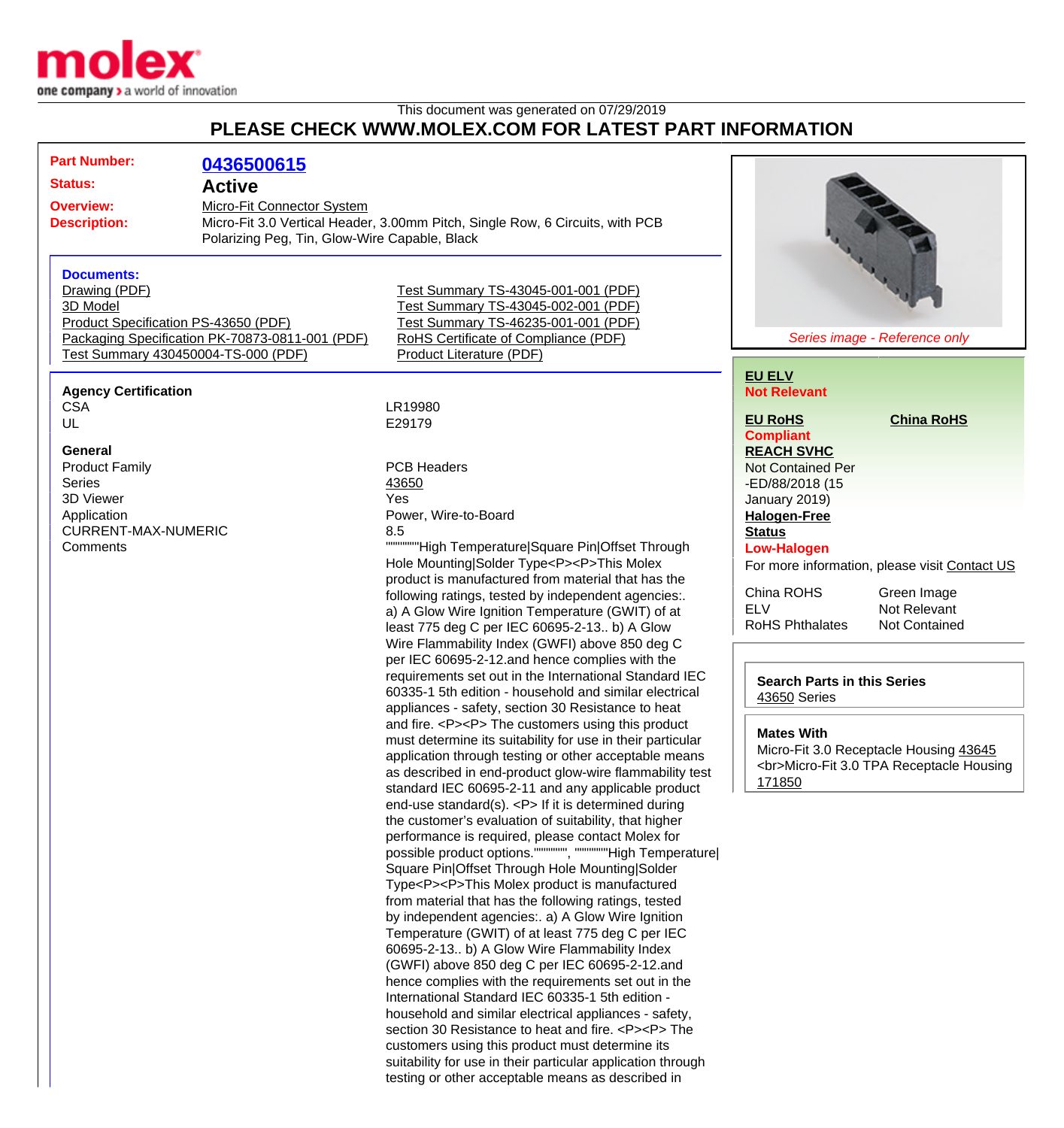This document was generated on 07/29/2019

# PLEASE CHECK WWW.MOLEX.COM FOR LATEST PART INFORMATION

**Part Number:** 0436500615

**Status:** Active

**Overview:** Micro-Fit Connector System

**Description:** Micro-Fit 3.0 Vertical Header, 3.00mm Pitch, Single Row, 6 Circuits, with PCB Polarizing Peg, Tin, Glow-Wire Capable, Black

### Documents:

- Drawing (PDF)
- 3D Model
- Product Specification PS-43650 (PDF)
- Packaging Specification PK-70873-0811-001 (PDF)
- Test Summary 430450004-TS-000 (PDF)
- Test Summary TS-43045-001-001 (PDF)
- Test Summary TS-43045-002-001 (PDF)
- Test Summary TS-46235-001-001 (PDF)
- RoHS Certificate of Compliance (PDF)
- Product Literature (PDF)

*Series image - Reference only*

**EU ELV**
**Not Relevant**

**EU RoHS** **China RoHS**
**Compliant**

**REACH SVHC**
Not Contained Per -ED/88/2018 (15 January 2019)

**Halogen-Free Status**
**Low-Halogen**

For more information, please visit Contact US

| | |
|---|---|
| China ROHS | Green Image |
| ELV | Not Relevant |
| RoHS Phthalates | Not Contained |

**Search Parts in this Series**
43650 Series

**Mates With**
Micro-Fit 3.0 Receptacle Housing 43645 <br>Micro-Fit 3.0 TPA Receptacle Housing 171850

### Agency Certification

| | |
|---|---|
| CSA | LR19980 |
| UL | E29179 |

### General

| | |
|---|---|
| Product Family | PCB Headers |
| Series | 43650 |
| 3D Viewer | Yes |
| Application | Power, Wire-to-Board |
| CURRENT-MAX-NUMERIC | 8.5 |
| Comments | """"""""High Temperature\|Square Pin\|Offset Through Hole Mounting\|Solder Type<P><P>This Molex product is manufactured from material that has the following ratings, tested by independent agencies:. a) A Glow Wire Ignition Temperature (GWIT) of at least 775 deg C per IEC 60695-2-13.. b) A Glow Wire Flammability Index (GWFI) above 850 deg C per IEC 60695-2-12.and hence complies with the requirements set out in the International Standard IEC 60335-1 5th edition - household and similar electrical appliances - safety, section 30 Resistance to heat and fire. <P><P> The customers using this product must determine its suitability for use in their particular application through testing or other acceptable means as described in end-product glow-wire flammability test standard IEC 60695-2-11 and any applicable product end-use standard(s). <P> If it is determined during the customer's evaluation of suitability, that higher performance is required, please contact Molex for possible product options."""""""""", """"""""""High Temperature\|Square Pin\|Offset Through Hole Mounting\|Solder Type<P><P>This Molex product is manufactured from material that has the following ratings, tested by independent agencies:. a) A Glow Wire Ignition Temperature (GWIT) of at least 775 deg C per IEC 60695-2-13.. b) A Glow Wire Flammability Index (GWFI) above 850 deg C per IEC 60695-2-12.and hence complies with the requirements set out in the International Standard IEC 60335-1 5th edition - household and similar electrical appliances - safety, section 30 Resistance to heat and fire. <P><P> The customers using this product must determine its suitability for use in their particular application through testing or other acceptable means as described in |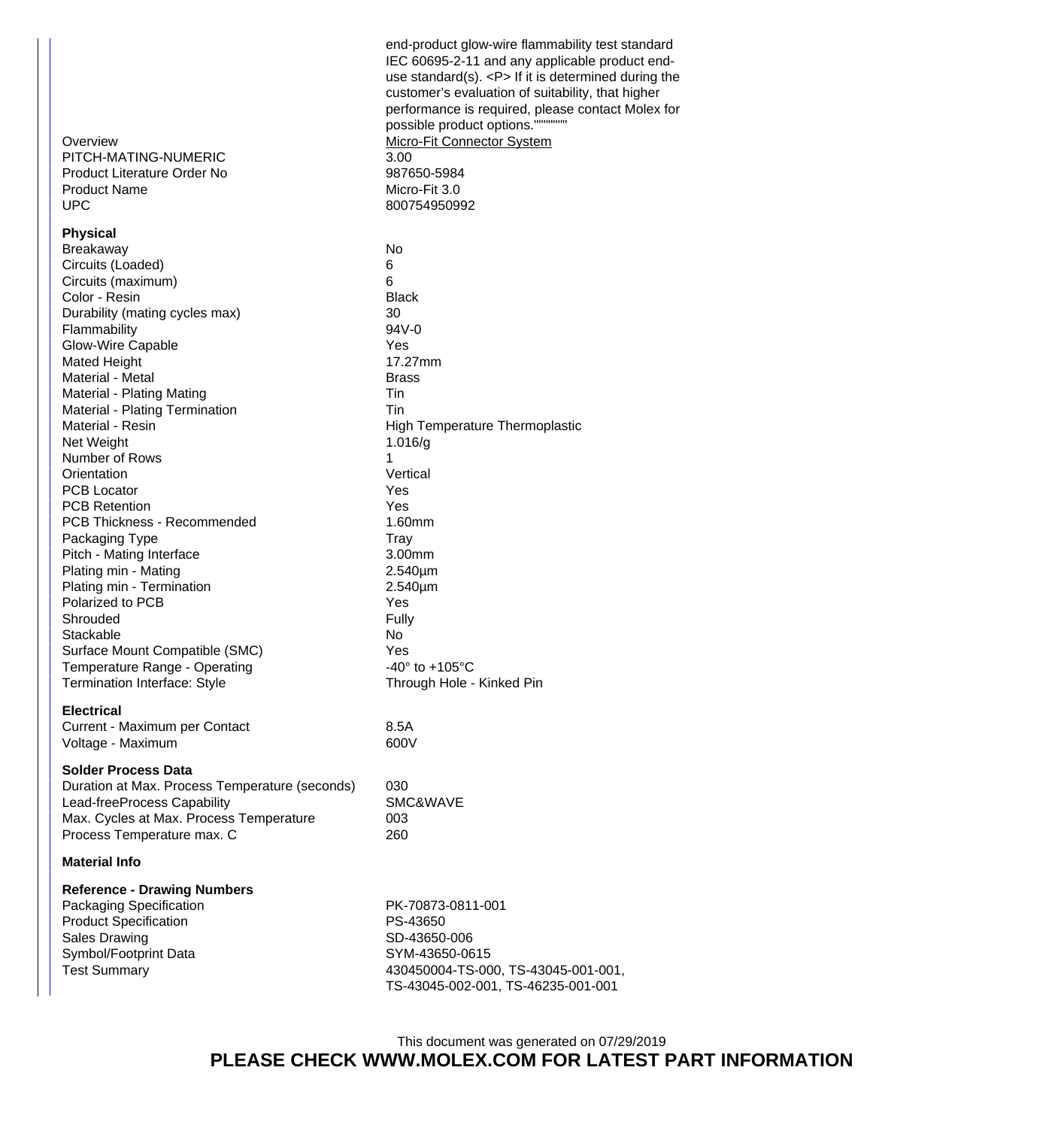| | |
|---|---|
| | end-product glow-wire flammability test standard IEC 60695-2-11 and any applicable product end-use standard(s). <P> If it is determined during the customer's evaluation of suitability, that higher performance is required, please contact Molex for possible product options."""""""" |
| Overview | Micro-Fit Connector System |
| PITCH-MATING-NUMERIC | 3.00 |
| Product Literature Order No | 987650-5984 |
| Product Name | Micro-Fit 3.0 |
| UPC | 800754950992 |

**Physical**

| | |
|---|---|
| Breakaway | No |
| Circuits (Loaded) | 6 |
| Circuits (maximum) | 6 |
| Color - Resin | Black |
| Durability (mating cycles max) | 30 |
| Flammability | 94V-0 |
| Glow-Wire Capable | Yes |
| Mated Height | 17.27mm |
| Material - Metal | Brass |
| Material - Plating Mating | Tin |
| Material - Plating Termination | Tin |
| Material - Resin | High Temperature Thermoplastic |
| Net Weight | 1.016/g |
| Number of Rows | 1 |
| Orientation | Vertical |
| PCB Locator | Yes |
| PCB Retention | Yes |
| PCB Thickness - Recommended | 1.60mm |
| Packaging Type | Tray |
| Pitch - Mating Interface | 3.00mm |
| Plating min - Mating | 2.540µm |
| Plating min - Termination | 2.540µm |
| Polarized to PCB | Yes |
| Shrouded | Fully |
| Stackable | No |
| Surface Mount Compatible (SMC) | Yes |
| Temperature Range - Operating | -40° to +105°C |
| Termination Interface: Style | Through Hole - Kinked Pin |

**Electrical**

| | |
|---|---|
| Current - Maximum per Contact | 8.5A |
| Voltage - Maximum | 600V |

**Solder Process Data**

| | |
|---|---|
| Duration at Max. Process Temperature (seconds) | 030 |
| Lead-freeProcess Capability | SMC&WAVE |
| Max. Cycles at Max. Process Temperature | 003 |
| Process Temperature max. C | 260 |

**Material Info**

**Reference - Drawing Numbers**

| | |
|---|---|
| Packaging Specification | PK-70873-0811-001 |
| Product Specification | PS-43650 |
| Sales Drawing | SD-43650-006 |
| Symbol/Footprint Data | SYM-43650-0615 |
| Test Summary | 430450004-TS-000, TS-43045-001-001, TS-43045-002-001, TS-46235-001-001 |

This document was generated on 07/29/2019

**PLEASE CHECK WWW.MOLEX.COM FOR LATEST PART INFORMATION**